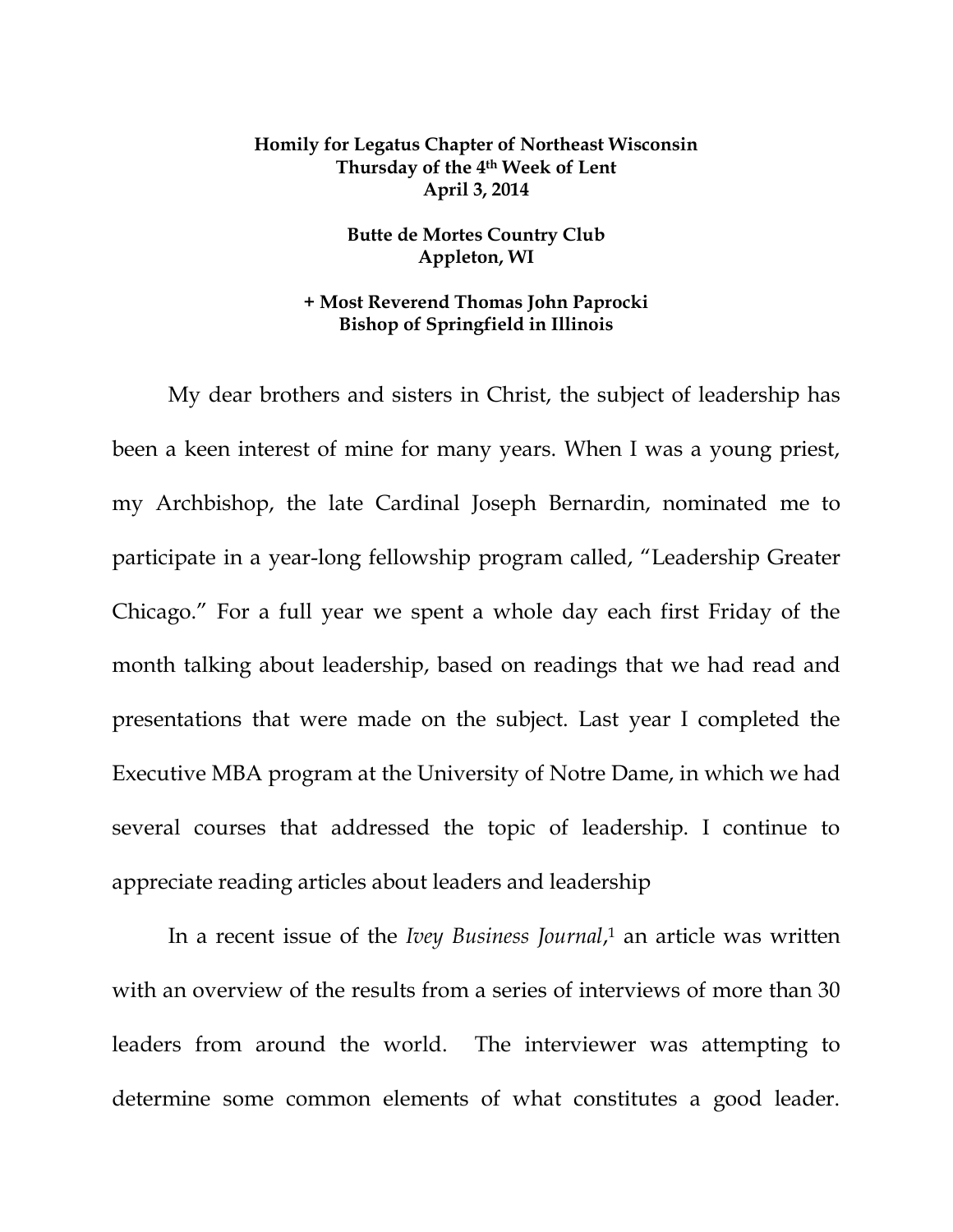**Homily for Legatus Chapter of Northeast Wisconsin**
**Thursday of the 4th Week of Lent**
**April 3, 2014**

**Butte de Mortes Country Club**
**Appleton, WI**

**+ Most Reverend Thomas John Paprocki**
**Bishop of Springfield in Illinois**

My dear brothers and sisters in Christ, the subject of leadership has been a keen interest of mine for many years. When I was a young priest, my Archbishop, the late Cardinal Joseph Bernardin, nominated me to participate in a year-long fellowship program called, "Leadership Greater Chicago." For a full year we spent a whole day each first Friday of the month talking about leadership, based on readings that we had read and presentations that were made on the subject. Last year I completed the Executive MBA program at the University of Notre Dame, in which we had several courses that addressed the topic of leadership. I continue to appreciate reading articles about leaders and leadership

In a recent issue of the *Ivey Business Journal*,[1] an article was written with an overview of the results from a series of interviews of more than 30 leaders from around the world. The interviewer was attempting to determine some common elements of what constitutes a good leader.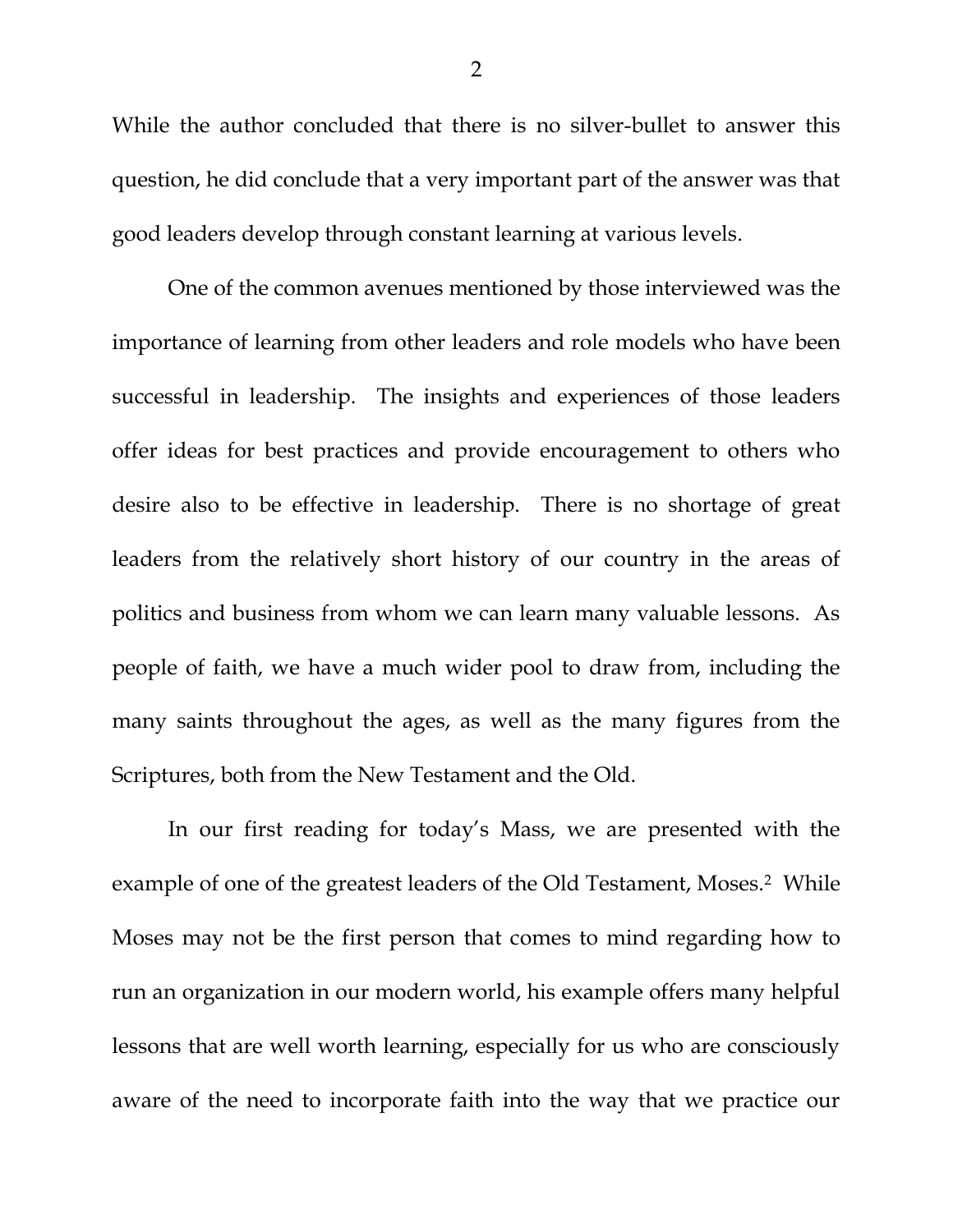While the author concluded that there is no silver-bullet to answer this question, he did conclude that a very important part of the answer was that good leaders develop through constant learning at various levels.

One of the common avenues mentioned by those interviewed was the importance of learning from other leaders and role models who have been successful in leadership. The insights and experiences of those leaders offer ideas for best practices and provide encouragement to others who desire also to be effective in leadership. There is no shortage of great leaders from the relatively short history of our country in the areas of politics and business from whom we can learn many valuable lessons. As people of faith, we have a much wider pool to draw from, including the many saints throughout the ages, as well as the many figures from the Scriptures, both from the New Testament and the Old.

In our first reading for today's Mass, we are presented with the example of one of the greatest leaders of the Old Testament, Moses.[2] While Moses may not be the first person that comes to mind regarding how to run an organization in our modern world, his example offers many helpful lessons that are well worth learning, especially for us who are consciously aware of the need to incorporate faith into the way that we practice our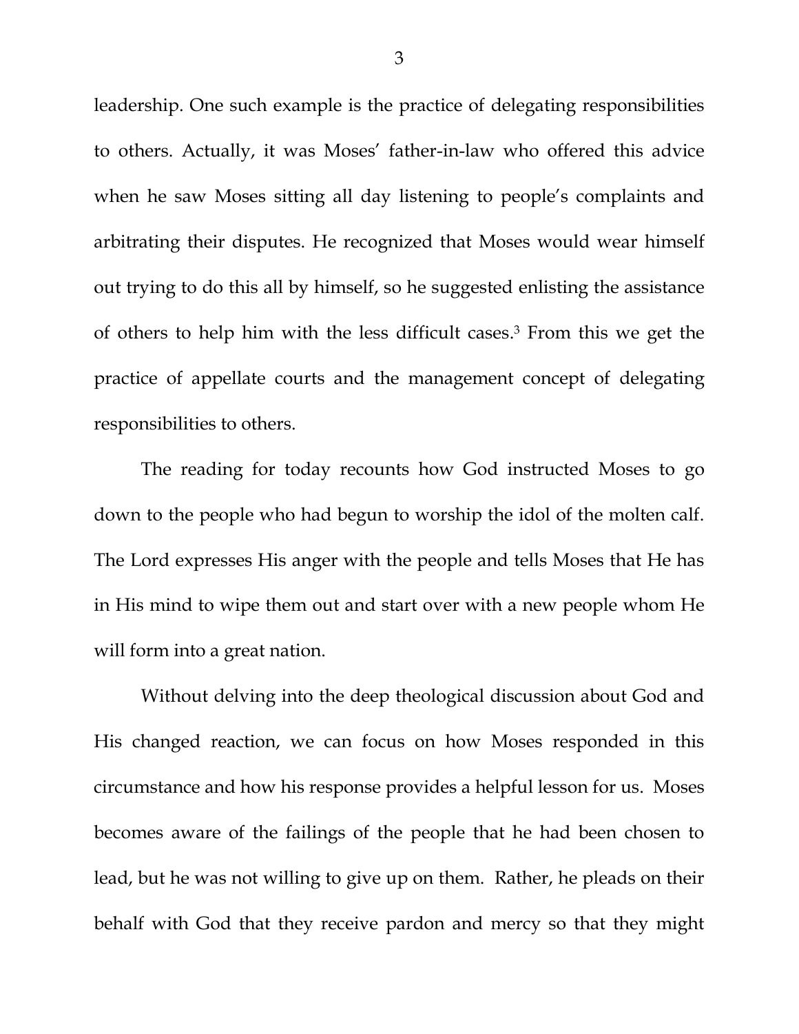leadership. One such example is the practice of delegating responsibilities to others. Actually, it was Moses' father-in-law who offered this advice when he saw Moses sitting all day listening to people's complaints and arbitrating their disputes. He recognized that Moses would wear himself out trying to do this all by himself, so he suggested enlisting the assistance of others to help him with the less difficult cases.[3] From this we get the practice of appellate courts and the management concept of delegating responsibilities to others.

The reading for today recounts how God instructed Moses to go down to the people who had begun to worship the idol of the molten calf. The Lord expresses His anger with the people and tells Moses that He has in His mind to wipe them out and start over with a new people whom He will form into a great nation.

Without delving into the deep theological discussion about God and His changed reaction, we can focus on how Moses responded in this circumstance and how his response provides a helpful lesson for us. Moses becomes aware of the failings of the people that he had been chosen to lead, but he was not willing to give up on them. Rather, he pleads on their behalf with God that they receive pardon and mercy so that they might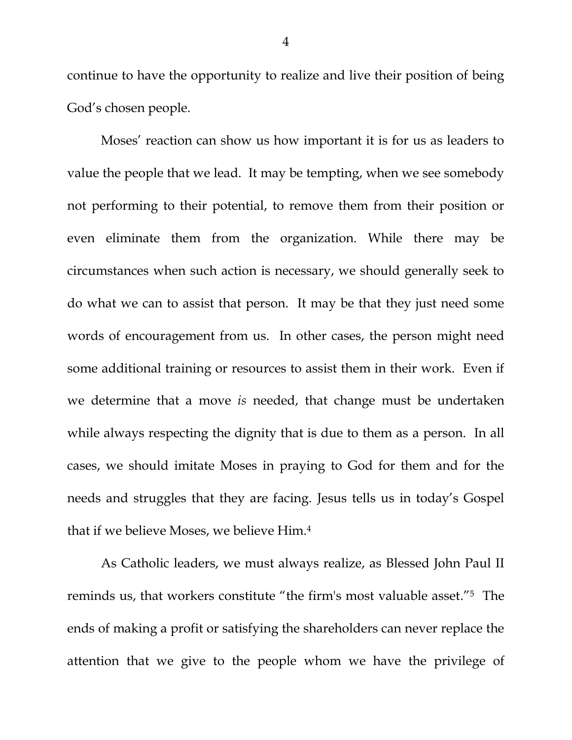continue to have the opportunity to realize and live their position of being God's chosen people.

Moses' reaction can show us how important it is for us as leaders to value the people that we lead. It may be tempting, when we see somebody not performing to their potential, to remove them from their position or even eliminate them from the organization. While there may be circumstances when such action is necessary, we should generally seek to do what we can to assist that person. It may be that they just need some words of encouragement from us. In other cases, the person might need some additional training or resources to assist them in their work. Even if we determine that a move *is* needed, that change must be undertaken while always respecting the dignity that is due to them as a person. In all cases, we should imitate Moses in praying to God for them and for the needs and struggles that they are facing. Jesus tells us in today's Gospel that if we believe Moses, we believe Him.[4]

As Catholic leaders, we must always realize, as Blessed John Paul II reminds us, that workers constitute "the firm's most valuable asset."[5] The ends of making a profit or satisfying the shareholders can never replace the attention that we give to the people whom we have the privilege of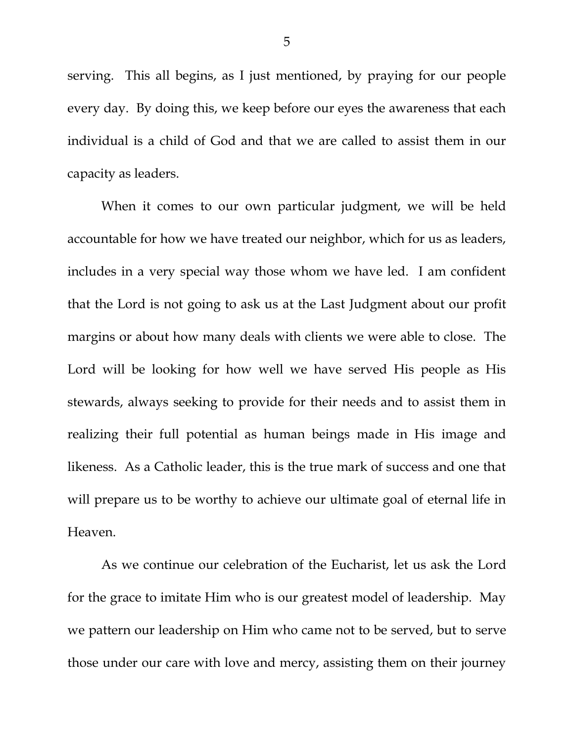serving. This all begins, as I just mentioned, by praying for our people every day. By doing this, we keep before our eyes the awareness that each individual is a child of God and that we are called to assist them in our capacity as leaders.

When it comes to our own particular judgment, we will be held accountable for how we have treated our neighbor, which for us as leaders, includes in a very special way those whom we have led. I am confident that the Lord is not going to ask us at the Last Judgment about our profit margins or about how many deals with clients we were able to close. The Lord will be looking for how well we have served His people as His stewards, always seeking to provide for their needs and to assist them in realizing their full potential as human beings made in His image and likeness. As a Catholic leader, this is the true mark of success and one that will prepare us to be worthy to achieve our ultimate goal of eternal life in Heaven.

As we continue our celebration of the Eucharist, let us ask the Lord for the grace to imitate Him who is our greatest model of leadership. May we pattern our leadership on Him who came not to be served, but to serve those under our care with love and mercy, assisting them on their journey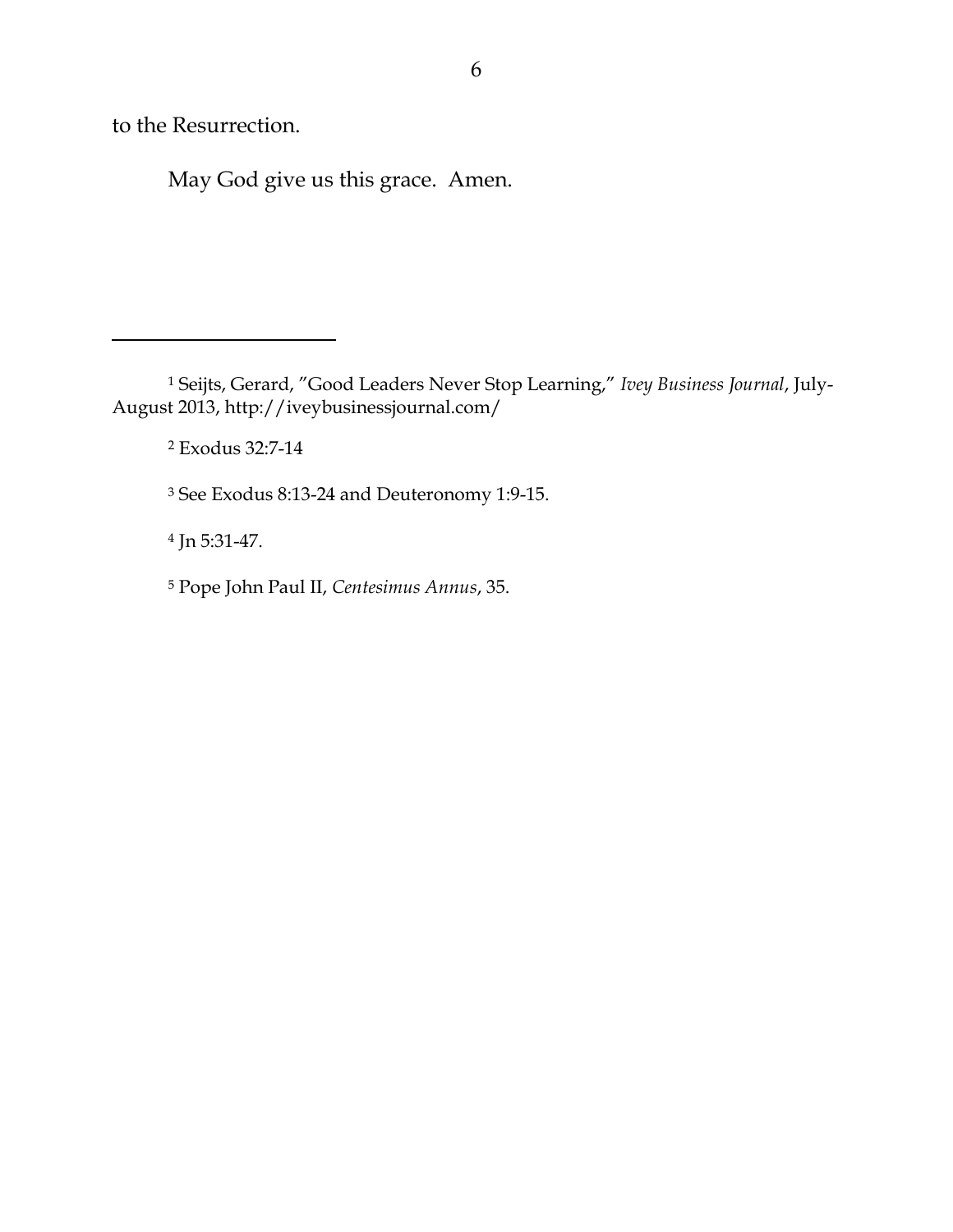to the Resurrection.

May God give us this grace. Amen.

---

[1] Seijts, Gerard, "Good Leaders Never Stop Learning," *Ivey Business Journal*, July-August 2013, http://iveybusinessjournal.com/

[2] Exodus 32:7-14

[3] See Exodus 8:13-24 and Deuteronomy 1:9-15.

[4] Jn 5:31-47.

[5] Pope John Paul II, *Centesimus Annus*, 35.